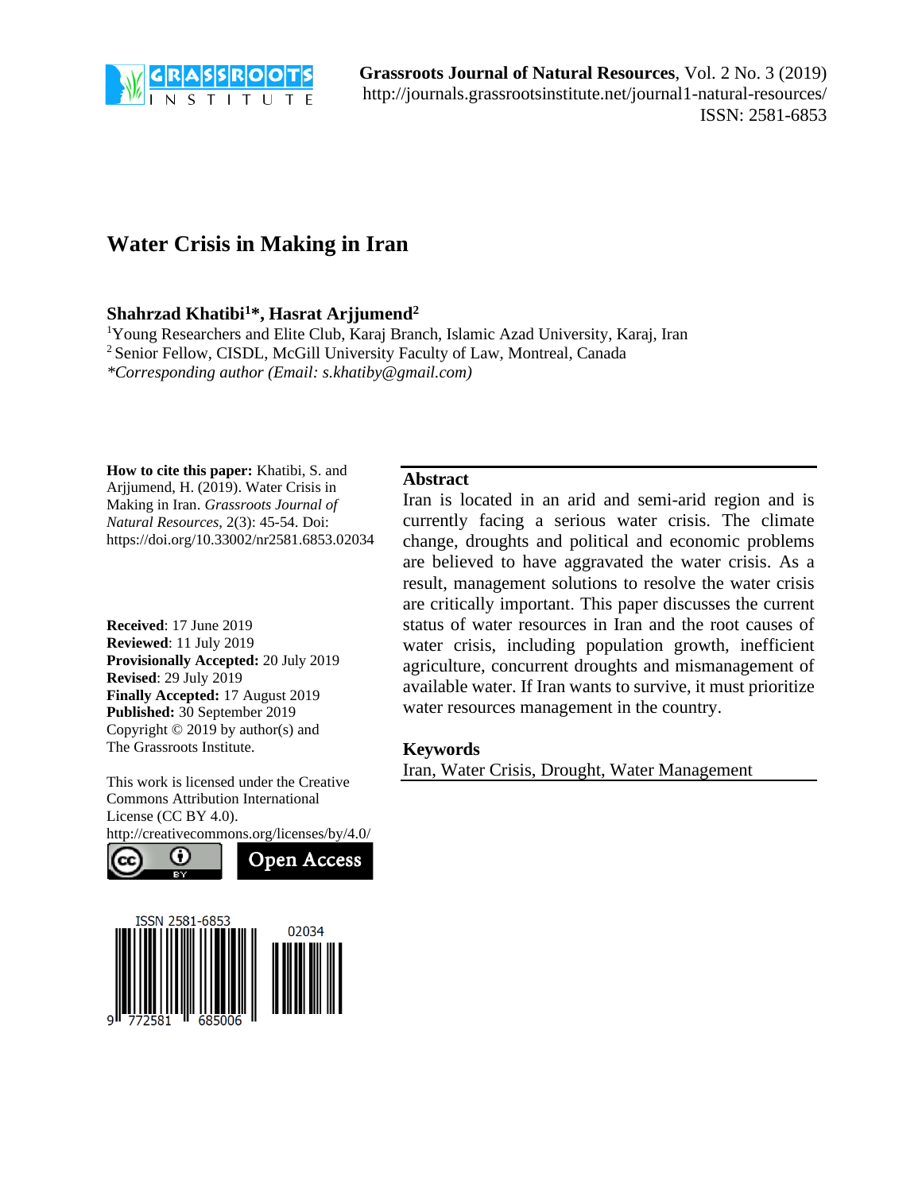# Water Crisis in Making in Iran

**Shahrzad Khatibi[1]*, Hasrat Arjjumend[2]**

[1]Young Researchers and Elite Club, Karaj Branch, Islamic Azad University, Karaj, Iran
[2] Senior Fellow, CISDL, McGill University Faculty of Law, Montreal, Canada
*\*Corresponding author (Email: s.khatiby@gmail.com)*

**How to cite this paper:** Khatibi, S. and Arjjumend, H. (2019). Water Crisis in Making in Iran. *Grassroots Journal of Natural Resources*, 2(3): 45-54. Doi: https://doi.org/10.33002/nr2581.6853.02034

**Received**: 17 June 2019
**Reviewed**: 11 July 2019
**Provisionally Accepted:** 20 July 2019
**Revised**: 29 July 2019
**Finally Accepted:** 17 August 2019
**Published:** 30 September 2019
Copyright © 2019 by author(s) and The Grassroots Institute.

This work is licensed under the Creative Commons Attribution International License (CC BY 4.0).
http://creativecommons.org/licenses/by/4.0/

Open Access

## Abstract

Iran is located in an arid and semi-arid region and is currently facing a serious water crisis. The climate change, droughts and political and economic problems are believed to have aggravated the water crisis. As a result, management solutions to resolve the water crisis are critically important. This paper discusses the current status of water resources in Iran and the root causes of water crisis, including population growth, inefficient agriculture, concurrent droughts and mismanagement of available water. If Iran wants to survive, it must prioritize water resources management in the country.

## Keywords

Iran, Water Crisis, Drought, Water Management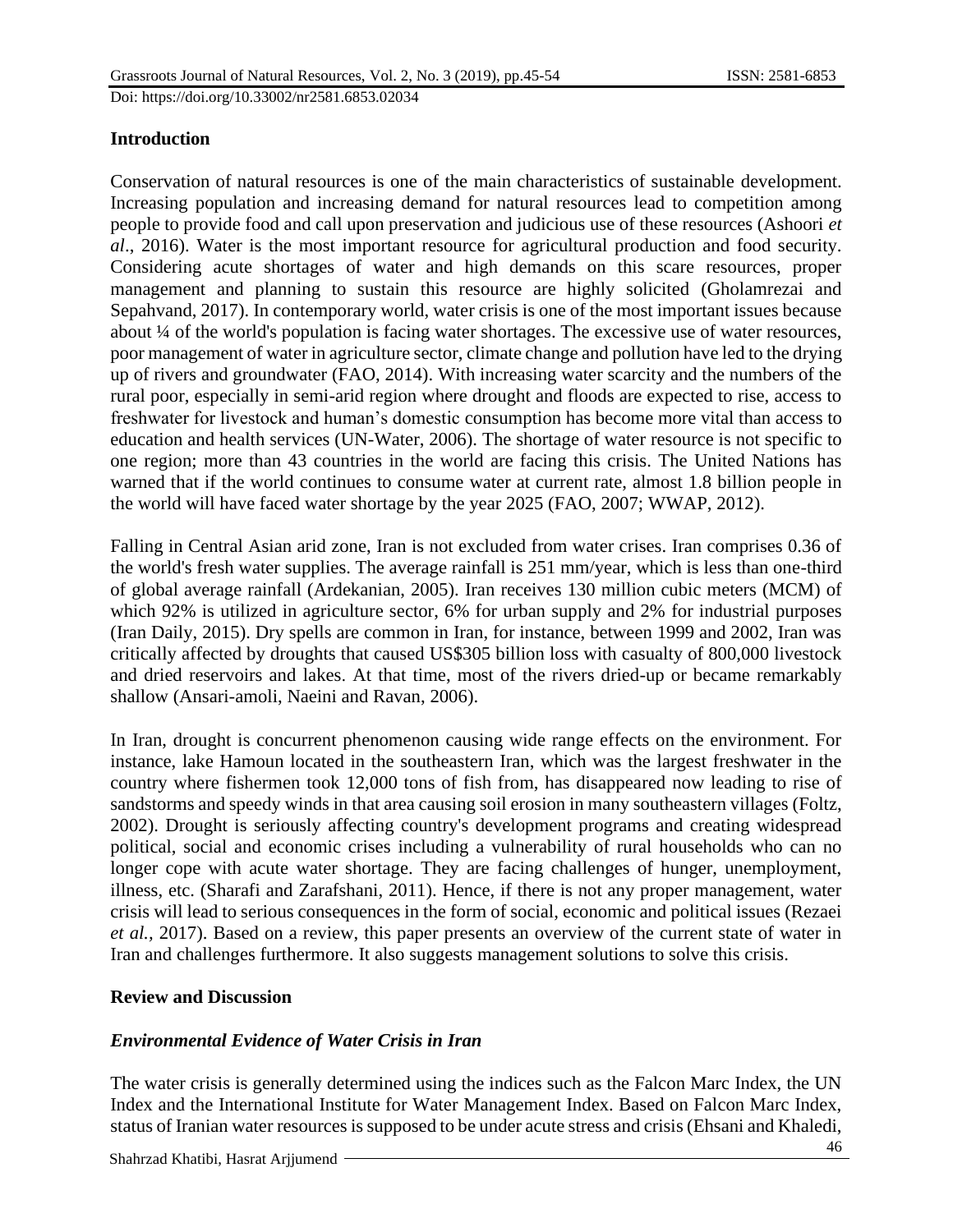## Introduction

Conservation of natural resources is one of the main characteristics of sustainable development. Increasing population and increasing demand for natural resources lead to competition among people to provide food and call upon preservation and judicious use of these resources (Ashoori *et al*., 2016). Water is the most important resource for agricultural production and food security. Considering acute shortages of water and high demands on this scare resources, proper management and planning to sustain this resource are highly solicited (Gholamrezai and Sepahvand, 2017). In contemporary world, water crisis is one of the most important issues because about ¼ of the world's population is facing water shortages. The excessive use of water resources, poor management of water in agriculture sector, climate change and pollution have led to the drying up of rivers and groundwater (FAO, 2014). With increasing water scarcity and the numbers of the rural poor, especially in semi-arid region where drought and floods are expected to rise, access to freshwater for livestock and human's domestic consumption has become more vital than access to education and health services (UN-Water, 2006). The shortage of water resource is not specific to one region; more than 43 countries in the world are facing this crisis. The United Nations has warned that if the world continues to consume water at current rate, almost 1.8 billion people in the world will have faced water shortage by the year 2025 (FAO, 2007; WWAP, 2012).

Falling in Central Asian arid zone, Iran is not excluded from water crises. Iran comprises 0.36 of the world's fresh water supplies. The average rainfall is 251 mm/year, which is less than one-third of global average rainfall (Ardekanian, 2005). Iran receives 130 million cubic meters (MCM) of which 92% is utilized in agriculture sector, 6% for urban supply and 2% for industrial purposes (Iran Daily, 2015). Dry spells are common in Iran, for instance, between 1999 and 2002, Iran was critically affected by droughts that caused US$305 billion loss with casualty of 800,000 livestock and dried reservoirs and lakes. At that time, most of the rivers dried-up or became remarkably shallow (Ansari-amoli, Naeini and Ravan, 2006).

In Iran, drought is concurrent phenomenon causing wide range effects on the environment. For instance, lake Hamoun located in the southeastern Iran, which was the largest freshwater in the country where fishermen took 12,000 tons of fish from, has disappeared now leading to rise of sandstorms and speedy winds in that area causing soil erosion in many southeastern villages (Foltz, 2002). Drought is seriously affecting country's development programs and creating widespread political, social and economic crises including a vulnerability of rural households who can no longer cope with acute water shortage. They are facing challenges of hunger, unemployment, illness, etc. (Sharafi and Zarafshani, 2011). Hence, if there is not any proper management, water crisis will lead to serious consequences in the form of social, economic and political issues (Rezaei *et al.,* 2017). Based on a review, this paper presents an overview of the current state of water in Iran and challenges furthermore. It also suggests management solutions to solve this crisis.

## Review and Discussion

### *Environmental Evidence of Water Crisis in Iran*

The water crisis is generally determined using the indices such as the Falcon Marc Index, the UN Index and the International Institute for Water Management Index. Based on Falcon Marc Index, status of Iranian water resources is supposed to be under acute stress and crisis (Ehsani and Khaledi,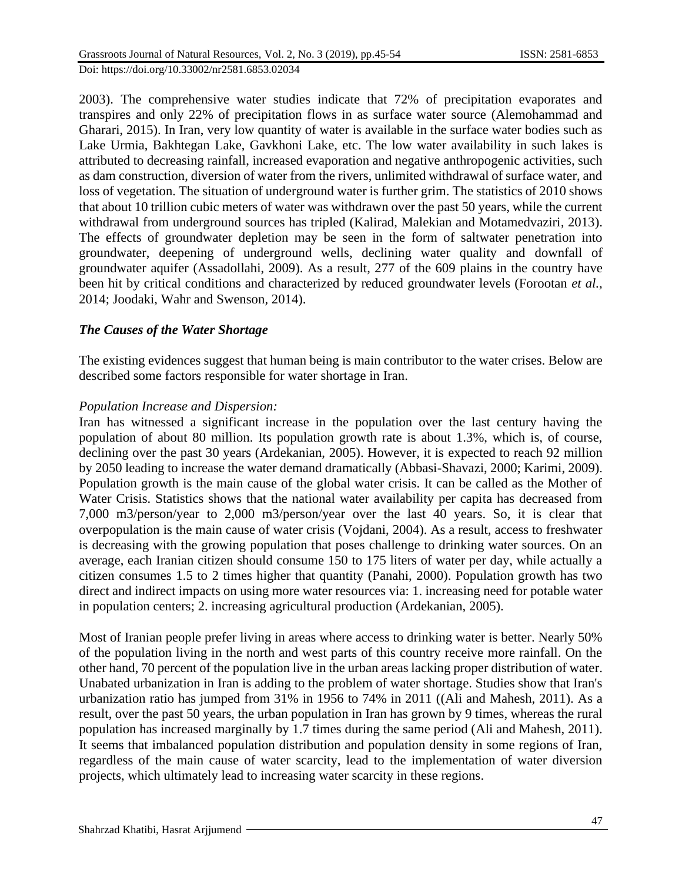2003). The comprehensive water studies indicate that 72% of precipitation evaporates and transpires and only 22% of precipitation flows in as surface water source (Alemohammad and Gharari, 2015). In Iran, very low quantity of water is available in the surface water bodies such as Lake Urmia, Bakhtegan Lake, Gavkhoni Lake, etc. The low water availability in such lakes is attributed to decreasing rainfall, increased evaporation and negative anthropogenic activities, such as dam construction, diversion of water from the rivers, unlimited withdrawal of surface water, and loss of vegetation. The situation of underground water is further grim. The statistics of 2010 shows that about 10 trillion cubic meters of water was withdrawn over the past 50 years, while the current withdrawal from underground sources has tripled (Kalirad, Malekian and Motamedvaziri, 2013). The effects of groundwater depletion may be seen in the form of saltwater penetration into groundwater, deepening of underground wells, declining water quality and downfall of groundwater aquifer (Assadollahi, 2009). As a result, 277 of the 609 plains in the country have been hit by critical conditions and characterized by reduced groundwater levels (Forootan *et al.*, 2014; Joodaki, Wahr and Swenson, 2014).

### *The Causes of the Water Shortage*

The existing evidences suggest that human being is main contributor to the water crises. Below are described some factors responsible for water shortage in Iran.

*Population Increase and Dispersion:*

Iran has witnessed a significant increase in the population over the last century having the population of about 80 million. Its population growth rate is about 1.3%, which is, of course, declining over the past 30 years (Ardekanian, 2005). However, it is expected to reach 92 million by 2050 leading to increase the water demand dramatically (Abbasi-Shavazi, 2000; Karimi, 2009). Population growth is the main cause of the global water crisis. It can be called as the Mother of Water Crisis. Statistics shows that the national water availability per capita has decreased from 7,000 m3/person/year to 2,000 m3/person/year over the last 40 years. So, it is clear that overpopulation is the main cause of water crisis (Vojdani, 2004). As a result, access to freshwater is decreasing with the growing population that poses challenge to drinking water sources. On an average, each Iranian citizen should consume 150 to 175 liters of water per day, while actually a citizen consumes 1.5 to 2 times higher that quantity (Panahi, 2000). Population growth has two direct and indirect impacts on using more water resources via: 1. increasing need for potable water in population centers; 2. increasing agricultural production (Ardekanian, 2005).

Most of Iranian people prefer living in areas where access to drinking water is better. Nearly 50% of the population living in the north and west parts of this country receive more rainfall. On the other hand, 70 percent of the population live in the urban areas lacking proper distribution of water. Unabated urbanization in Iran is adding to the problem of water shortage. Studies show that Iran's urbanization ratio has jumped from 31% in 1956 to 74% in 2011 ((Ali and Mahesh, 2011). As a result, over the past 50 years, the urban population in Iran has grown by 9 times, whereas the rural population has increased marginally by 1.7 times during the same period (Ali and Mahesh, 2011). It seems that imbalanced population distribution and population density in some regions of Iran, regardless of the main cause of water scarcity, lead to the implementation of water diversion projects, which ultimately lead to increasing water scarcity in these regions.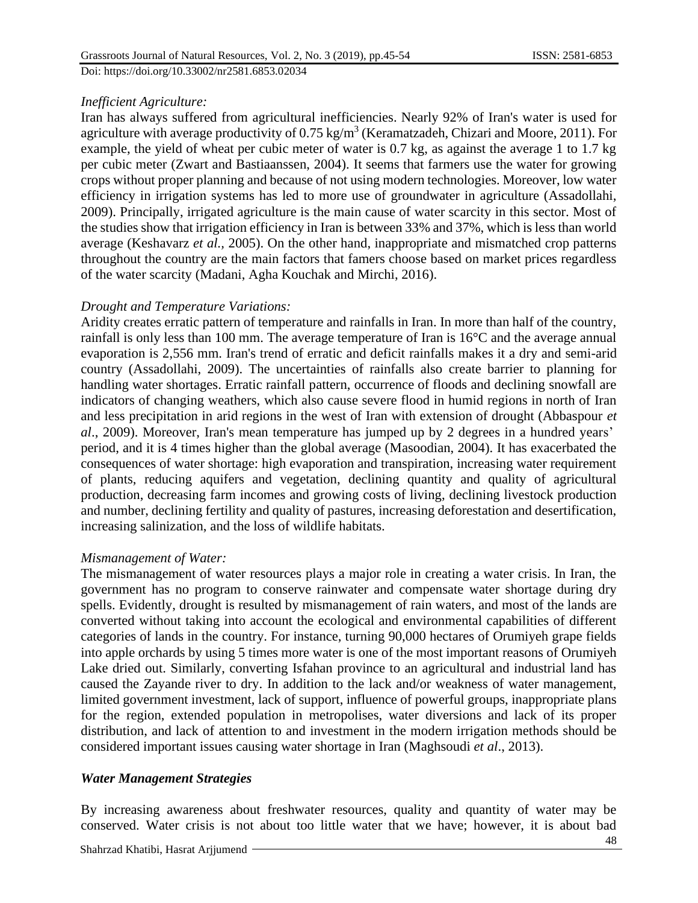*Inefficient Agriculture:*

Iran has always suffered from agricultural inefficiencies. Nearly 92% of Iran's water is used for agriculture with average productivity of 0.75 kg/m$^3$ (Keramatzadeh, Chizari and Moore, 2011). For example, the yield of wheat per cubic meter of water is 0.7 kg, as against the average 1 to 1.7 kg per cubic meter (Zwart and Bastiaanssen, 2004). It seems that farmers use the water for growing crops without proper planning and because of not using modern technologies. Moreover, low water efficiency in irrigation systems has led to more use of groundwater in agriculture (Assadollahi, 2009). Principally, irrigated agriculture is the main cause of water scarcity in this sector. Most of the studies show that irrigation efficiency in Iran is between 33% and 37%, which is less than world average (Keshavarz *et al.*, 2005). On the other hand, inappropriate and mismatched crop patterns throughout the country are the main factors that famers choose based on market prices regardless of the water scarcity (Madani, Agha Kouchak and Mirchi, 2016).

*Drought and Temperature Variations:*

Aridity creates erratic pattern of temperature and rainfalls in Iran. In more than half of the country, rainfall is only less than 100 mm. The average temperature of Iran is 16°C and the average annual evaporation is 2,556 mm. Iran's trend of erratic and deficit rainfalls makes it a dry and semi-arid country (Assadollahi, 2009). The uncertainties of rainfalls also create barrier to planning for handling water shortages. Erratic rainfall pattern, occurrence of floods and declining snowfall are indicators of changing weathers, which also cause severe flood in humid regions in north of Iran and less precipitation in arid regions in the west of Iran with extension of drought (Abbaspour *et al*., 2009). Moreover, Iran's mean temperature has jumped up by 2 degrees in a hundred years' period, and it is 4 times higher than the global average (Masoodian, 2004). It has exacerbated the consequences of water shortage: high evaporation and transpiration, increasing water requirement of plants, reducing aquifers and vegetation, declining quantity and quality of agricultural production, decreasing farm incomes and growing costs of living, declining livestock production and number, declining fertility and quality of pastures, increasing deforestation and desertification, increasing salinization, and the loss of wildlife habitats.

*Mismanagement of Water:*

The mismanagement of water resources plays a major role in creating a water crisis. In Iran, the government has no program to conserve rainwater and compensate water shortage during dry spells. Evidently, drought is resulted by mismanagement of rain waters, and most of the lands are converted without taking into account the ecological and environmental capabilities of different categories of lands in the country. For instance, turning 90,000 hectares of Orumiyeh grape fields into apple orchards by using 5 times more water is one of the most important reasons of Orumiyeh Lake dried out. Similarly, converting Isfahan province to an agricultural and industrial land has caused the Zayande river to dry. In addition to the lack and/or weakness of water management, limited government investment, lack of support, influence of powerful groups, inappropriate plans for the region, extended population in metropolises, water diversions and lack of its proper distribution, and lack of attention to and investment in the modern irrigation methods should be considered important issues causing water shortage in Iran (Maghsoudi *et al*., 2013).

### ***Water Management Strategies***

By increasing awareness about freshwater resources, quality and quantity of water may be conserved. Water crisis is not about too little water that we have; however, it is about bad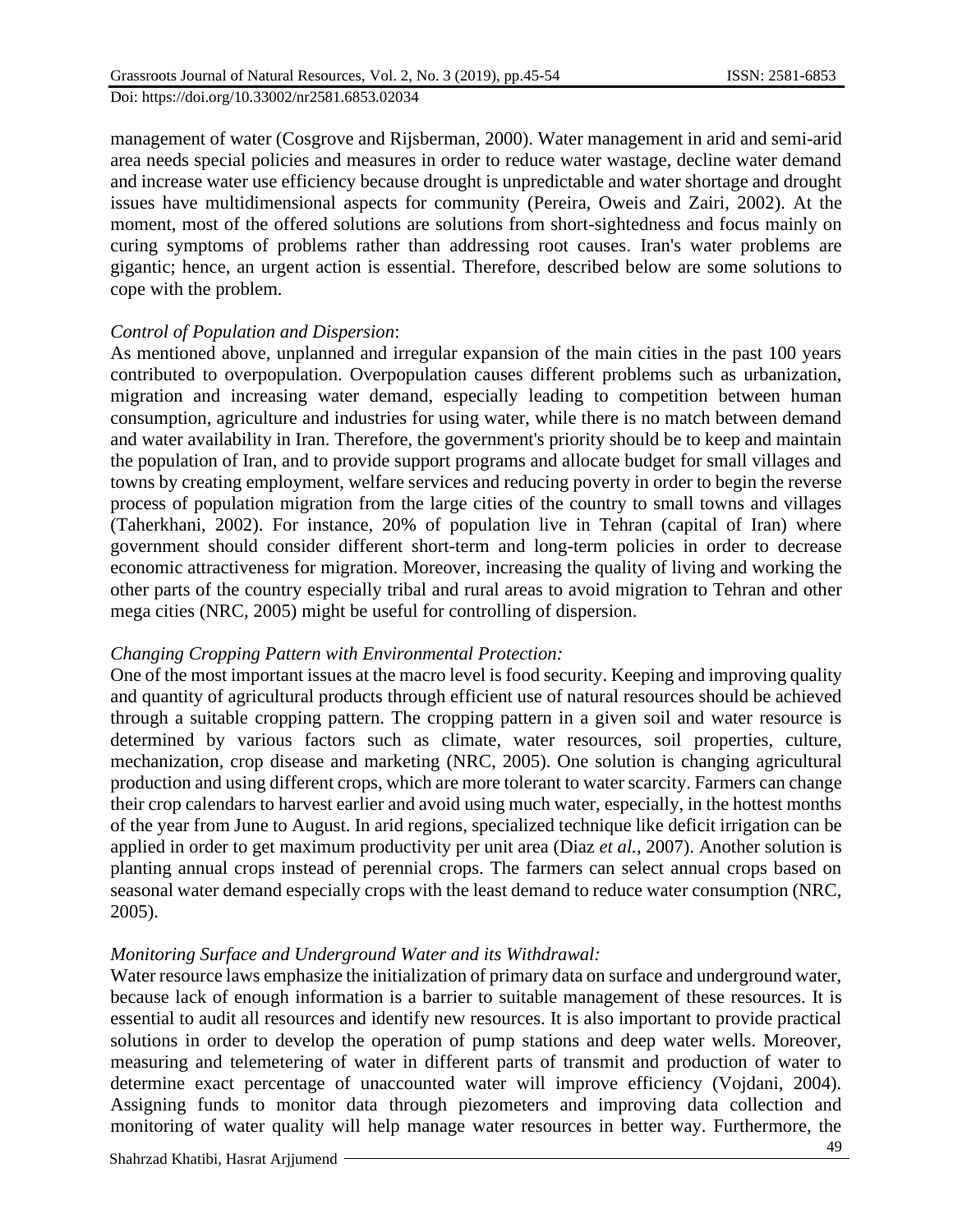management of water (Cosgrove and Rijsberman, 2000). Water management in arid and semi-arid area needs special policies and measures in order to reduce water wastage, decline water demand and increase water use efficiency because drought is unpredictable and water shortage and drought issues have multidimensional aspects for community (Pereira, Oweis and Zairi, 2002). At the moment, most of the offered solutions are solutions from short-sightedness and focus mainly on curing symptoms of problems rather than addressing root causes. Iran's water problems are gigantic; hence, an urgent action is essential. Therefore, described below are some solutions to cope with the problem.

*Control of Population and Dispersion*:

As mentioned above, unplanned and irregular expansion of the main cities in the past 100 years contributed to overpopulation. Overpopulation causes different problems such as urbanization, migration and increasing water demand, especially leading to competition between human consumption, agriculture and industries for using water, while there is no match between demand and water availability in Iran. Therefore, the government's priority should be to keep and maintain the population of Iran, and to provide support programs and allocate budget for small villages and towns by creating employment, welfare services and reducing poverty in order to begin the reverse process of population migration from the large cities of the country to small towns and villages (Taherkhani, 2002). For instance, 20% of population live in Tehran (capital of Iran) where government should consider different short-term and long-term policies in order to decrease economic attractiveness for migration. Moreover, increasing the quality of living and working the other parts of the country especially tribal and rural areas to avoid migration to Tehran and other mega cities (NRC, 2005) might be useful for controlling of dispersion.

*Changing Cropping Pattern with Environmental Protection:*

One of the most important issues at the macro level is food security. Keeping and improving quality and quantity of agricultural products through efficient use of natural resources should be achieved through a suitable cropping pattern. The cropping pattern in a given soil and water resource is determined by various factors such as climate, water resources, soil properties, culture, mechanization, crop disease and marketing (NRC, 2005). One solution is changing agricultural production and using different crops, which are more tolerant to water scarcity. Farmers can change their crop calendars to harvest earlier and avoid using much water, especially, in the hottest months of the year from June to August. In arid regions, specialized technique like deficit irrigation can be applied in order to get maximum productivity per unit area (Diaz *et al.,* 2007). Another solution is planting annual crops instead of perennial crops. The farmers can select annual crops based on seasonal water demand especially crops with the least demand to reduce water consumption (NRC, 2005).

*Monitoring Surface and Underground Water and its Withdrawal:*

Water resource laws emphasize the initialization of primary data on surface and underground water, because lack of enough information is a barrier to suitable management of these resources. It is essential to audit all resources and identify new resources. It is also important to provide practical solutions in order to develop the operation of pump stations and deep water wells. Moreover, measuring and telemetering of water in different parts of transmit and production of water to determine exact percentage of unaccounted water will improve efficiency (Vojdani, 2004). Assigning funds to monitor data through piezometers and improving data collection and monitoring of water quality will help manage water resources in better way. Furthermore, the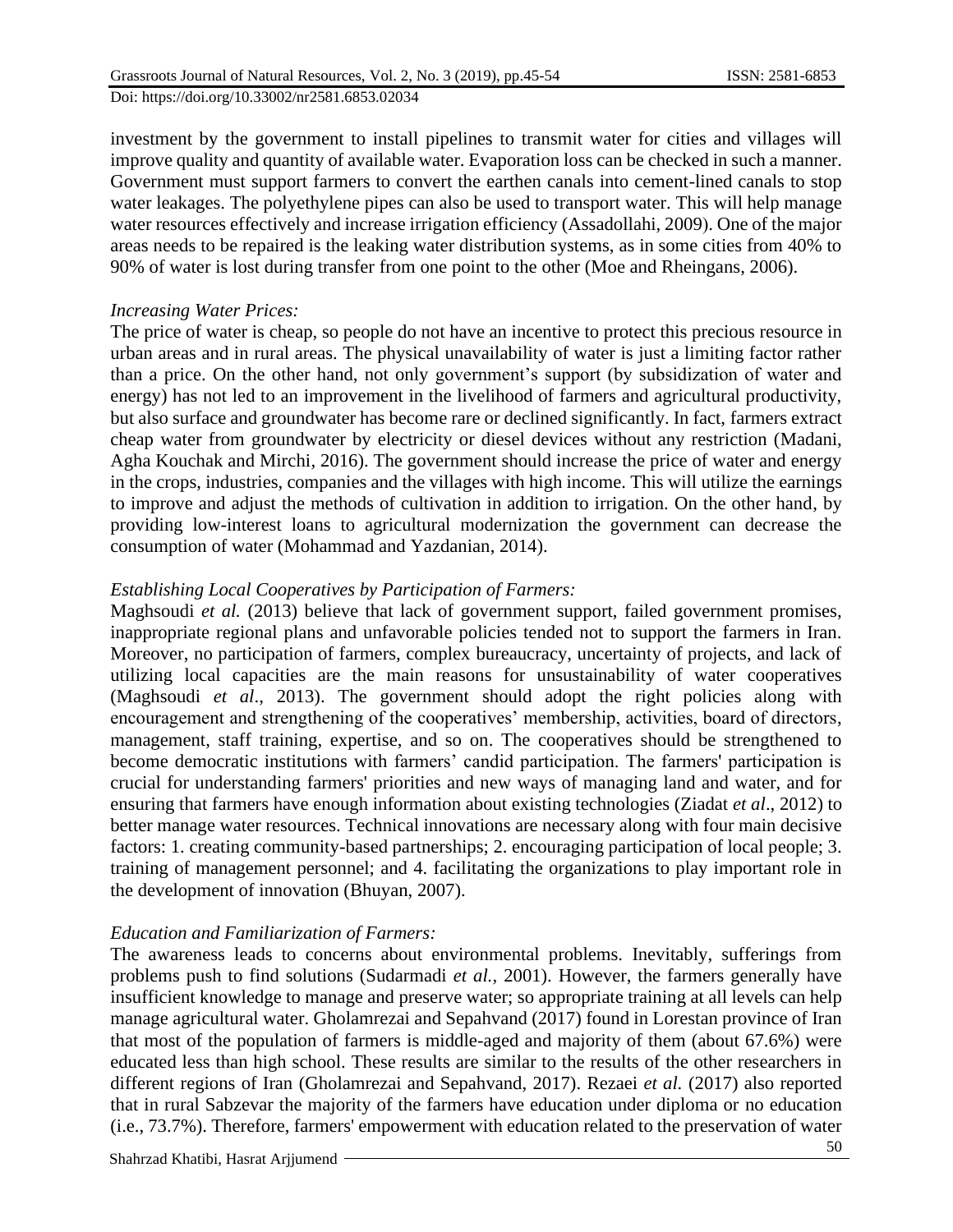investment by the government to install pipelines to transmit water for cities and villages will improve quality and quantity of available water. Evaporation loss can be checked in such a manner. Government must support farmers to convert the earthen canals into cement-lined canals to stop water leakages. The polyethylene pipes can also be used to transport water. This will help manage water resources effectively and increase irrigation efficiency (Assadollahi, 2009). One of the major areas needs to be repaired is the leaking water distribution systems, as in some cities from 40% to 90% of water is lost during transfer from one point to the other (Moe and Rheingans, 2006).

*Increasing Water Prices:*

The price of water is cheap, so people do not have an incentive to protect this precious resource in urban areas and in rural areas. The physical unavailability of water is just a limiting factor rather than a price. On the other hand, not only government's support (by subsidization of water and energy) has not led to an improvement in the livelihood of farmers and agricultural productivity, but also surface and groundwater has become rare or declined significantly. In fact, farmers extract cheap water from groundwater by electricity or diesel devices without any restriction (Madani, Agha Kouchak and Mirchi, 2016). The government should increase the price of water and energy in the crops, industries, companies and the villages with high income. This will utilize the earnings to improve and adjust the methods of cultivation in addition to irrigation. On the other hand, by providing low-interest loans to agricultural modernization the government can decrease the consumption of water (Mohammad and Yazdanian, 2014).

*Establishing Local Cooperatives by Participation of Farmers:*

Maghsoudi *et al.* (2013) believe that lack of government support, failed government promises, inappropriate regional plans and unfavorable policies tended not to support the farmers in Iran. Moreover, no participation of farmers, complex bureaucracy, uncertainty of projects, and lack of utilizing local capacities are the main reasons for unsustainability of water cooperatives (Maghsoudi *et al*., 2013). The government should adopt the right policies along with encouragement and strengthening of the cooperatives' membership, activities, board of directors, management, staff training, expertise, and so on. The cooperatives should be strengthened to become democratic institutions with farmers' candid participation. The farmers' participation is crucial for understanding farmers' priorities and new ways of managing land and water, and for ensuring that farmers have enough information about existing technologies (Ziadat *et al*., 2012) to better manage water resources. Technical innovations are necessary along with four main decisive factors: 1. creating community-based partnerships; 2. encouraging participation of local people; 3. training of management personnel; and 4. facilitating the organizations to play important role in the development of innovation (Bhuyan, 2007).

*Education and Familiarization of Farmers:*

The awareness leads to concerns about environmental problems. Inevitably, sufferings from problems push to find solutions (Sudarmadi *et al.,* 2001). However, the farmers generally have insufficient knowledge to manage and preserve water; so appropriate training at all levels can help manage agricultural water. Gholamrezai and Sepahvand (2017) found in Lorestan province of Iran that most of the population of farmers is middle-aged and majority of them (about 67.6%) were educated less than high school. These results are similar to the results of the other researchers in different regions of Iran (Gholamrezai and Sepahvand, 2017). Rezaei *et al.* (2017) also reported that in rural Sabzevar the majority of the farmers have education under diploma or no education (i.e., 73.7%). Therefore, farmers' empowerment with education related to the preservation of water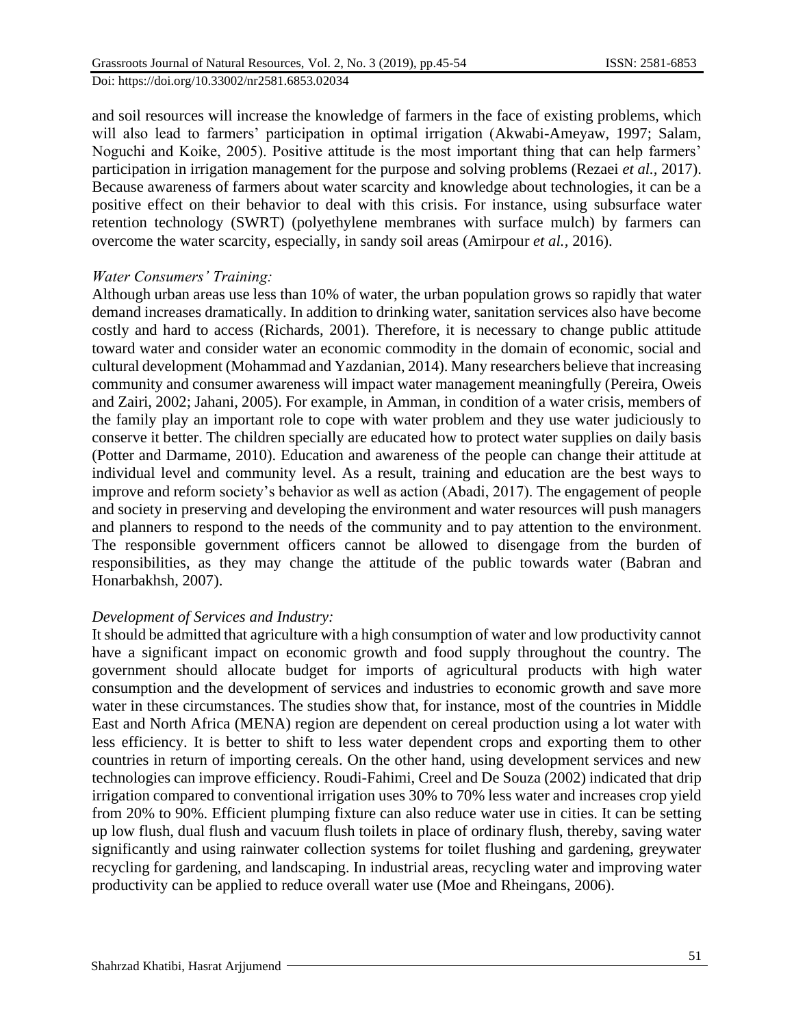and soil resources will increase the knowledge of farmers in the face of existing problems, which will also lead to farmers' participation in optimal irrigation (Akwabi-Ameyaw, 1997; Salam, Noguchi and Koike, 2005). Positive attitude is the most important thing that can help farmers' participation in irrigation management for the purpose and solving problems (Rezaei *et al.,* 2017). Because awareness of farmers about water scarcity and knowledge about technologies, it can be a positive effect on their behavior to deal with this crisis. For instance, using subsurface water retention technology (SWRT) (polyethylene membranes with surface mulch) by farmers can overcome the water scarcity, especially, in sandy soil areas (Amirpour *et al.,* 2016).

*Water Consumers' Training:*

Although urban areas use less than 10% of water, the urban population grows so rapidly that water demand increases dramatically. In addition to drinking water, sanitation services also have become costly and hard to access (Richards, 2001). Therefore, it is necessary to change public attitude toward water and consider water an economic commodity in the domain of economic, social and cultural development (Mohammad and Yazdanian, 2014). Many researchers believe that increasing community and consumer awareness will impact water management meaningfully (Pereira, Oweis and Zairi, 2002; Jahani, 2005). For example, in Amman, in condition of a water crisis, members of the family play an important role to cope with water problem and they use water judiciously to conserve it better. The children specially are educated how to protect water supplies on daily basis (Potter and Darmame, 2010). Education and awareness of the people can change their attitude at individual level and community level. As a result, training and education are the best ways to improve and reform society's behavior as well as action (Abadi, 2017). The engagement of people and society in preserving and developing the environment and water resources will push managers and planners to respond to the needs of the community and to pay attention to the environment. The responsible government officers cannot be allowed to disengage from the burden of responsibilities, as they may change the attitude of the public towards water (Babran and Honarbakhsh, 2007).

*Development of Services and Industry:*

It should be admitted that agriculture with a high consumption of water and low productivity cannot have a significant impact on economic growth and food supply throughout the country. The government should allocate budget for imports of agricultural products with high water consumption and the development of services and industries to economic growth and save more water in these circumstances. The studies show that, for instance, most of the countries in Middle East and North Africa (MENA) region are dependent on cereal production using a lot water with less efficiency. It is better to shift to less water dependent crops and exporting them to other countries in return of importing cereals. On the other hand, using development services and new technologies can improve efficiency. Roudi-Fahimi, Creel and De Souza (2002) indicated that drip irrigation compared to conventional irrigation uses 30% to 70% less water and increases crop yield from 20% to 90%. Efficient plumping fixture can also reduce water use in cities. It can be setting up low flush, dual flush and vacuum flush toilets in place of ordinary flush, thereby, saving water significantly and using rainwater collection systems for toilet flushing and gardening, greywater recycling for gardening, and landscaping. In industrial areas, recycling water and improving water productivity can be applied to reduce overall water use (Moe and Rheingans, 2006).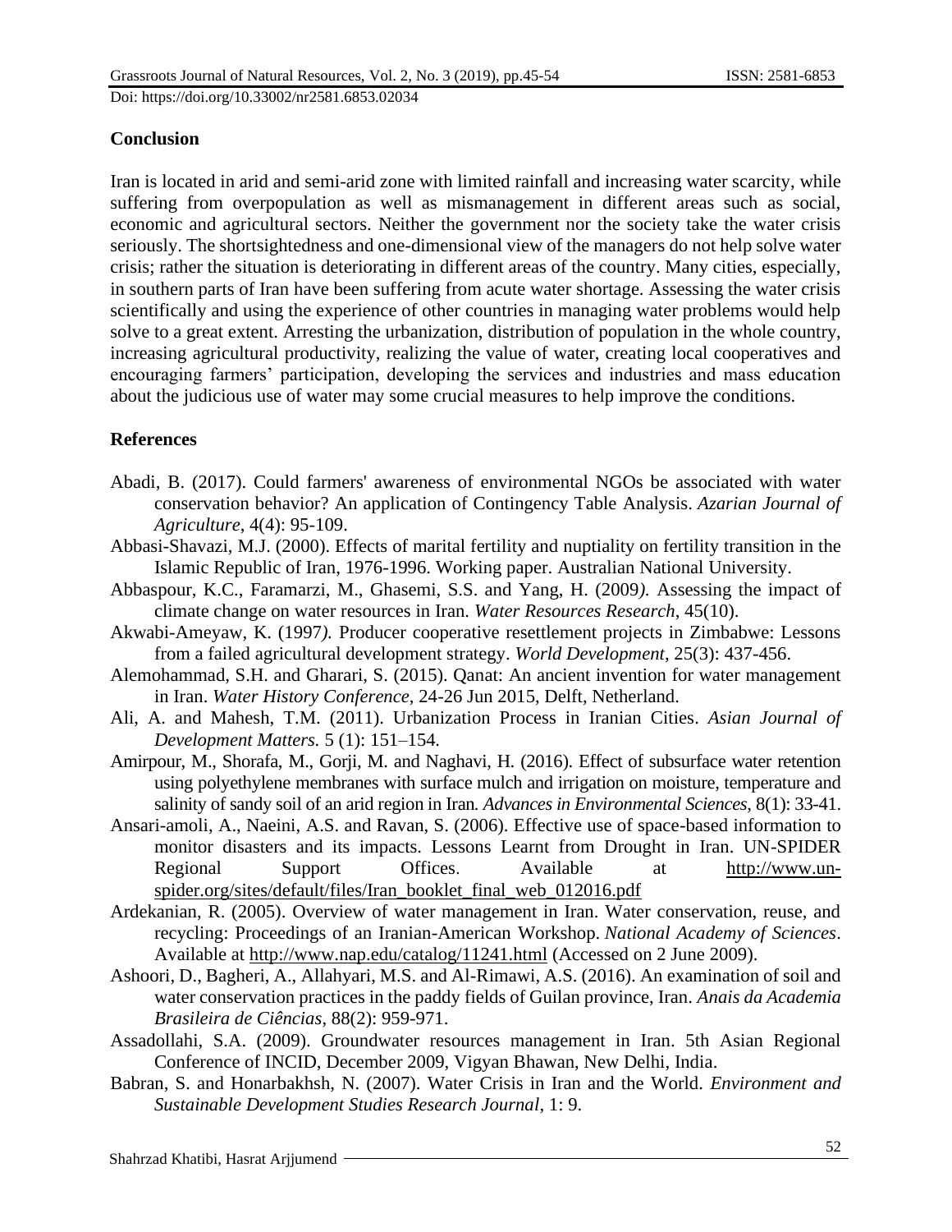## Conclusion

Iran is located in arid and semi-arid zone with limited rainfall and increasing water scarcity, while suffering from overpopulation as well as mismanagement in different areas such as social, economic and agricultural sectors. Neither the government nor the society take the water crisis seriously. The shortsightedness and one-dimensional view of the managers do not help solve water crisis; rather the situation is deteriorating in different areas of the country. Many cities, especially, in southern parts of Iran have been suffering from acute water shortage. Assessing the water crisis scientifically and using the experience of other countries in managing water problems would help solve to a great extent. Arresting the urbanization, distribution of population in the whole country, increasing agricultural productivity, realizing the value of water, creating local cooperatives and encouraging farmers' participation, developing the services and industries and mass education about the judicious use of water may some crucial measures to help improve the conditions.

## References

Abadi, B. (2017). Could farmers' awareness of environmental NGOs be associated with water conservation behavior? An application of Contingency Table Analysis. *Azarian Journal of Agriculture*, 4(4): 95-109.

Abbasi-Shavazi, M.J. (2000). Effects of marital fertility and nuptiality on fertility transition in the Islamic Republic of Iran, 1976-1996. Working paper. Australian National University.

Abbaspour, K.C., Faramarzi, M., Ghasemi, S.S. and Yang, H. (2009). Assessing the impact of climate change on water resources in Iran. *Water Resources Research*, 45(10).

Akwabi-Ameyaw, K. (1997). Producer cooperative resettlement projects in Zimbabwe: Lessons from a failed agricultural development strategy. *World Development*, 25(3): 437-456.

Alemohammad, S.H. and Gharari, S. (2015). Qanat: An ancient invention for water management in Iran. *Water History Conference*, 24-26 Jun 2015, Delft, Netherland.

Ali, A. and Mahesh, T.M. (2011). Urbanization Process in Iranian Cities. *Asian Journal of Development Matters.* 5 (1): 151–154.

Amirpour, M., Shorafa, M., Gorji, M. and Naghavi, H. (2016). Effect of subsurface water retention using polyethylene membranes with surface mulch and irrigation on moisture, temperature and salinity of sandy soil of an arid region in Iran. *Advances in Environmental Sciences*, 8(1): 33-41.

Ansari-amoli, A., Naeini, A.S. and Ravan, S. (2006). Effective use of space-based information to monitor disasters and its impacts. Lessons Learnt from Drought in Iran. UN-SPIDER Regional Support Offices. Available at http://www.un-spider.org/sites/default/files/Iran_booklet_final_web_012016.pdf

Ardekanian, R. (2005). Overview of water management in Iran. Water conservation, reuse, and recycling: Proceedings of an Iranian-American Workshop. *National Academy of Sciences*. Available at http://www.nap.edu/catalog/11241.html (Accessed on 2 June 2009).

Ashoori, D., Bagheri, A., Allahyari, M.S. and Al-Rimawi, A.S. (2016). An examination of soil and water conservation practices in the paddy fields of Guilan province, Iran. *Anais da Academia Brasileira de Ciências*, 88(2): 959-971.

Assadollahi, S.A. (2009). Groundwater resources management in Iran. 5th Asian Regional Conference of INCID, December 2009, Vigyan Bhawan, New Delhi, India.

Babran, S. and Honarbakhsh, N. (2007). Water Crisis in Iran and the World. *Environment and Sustainable Development Studies Research Journal*, 1: 9.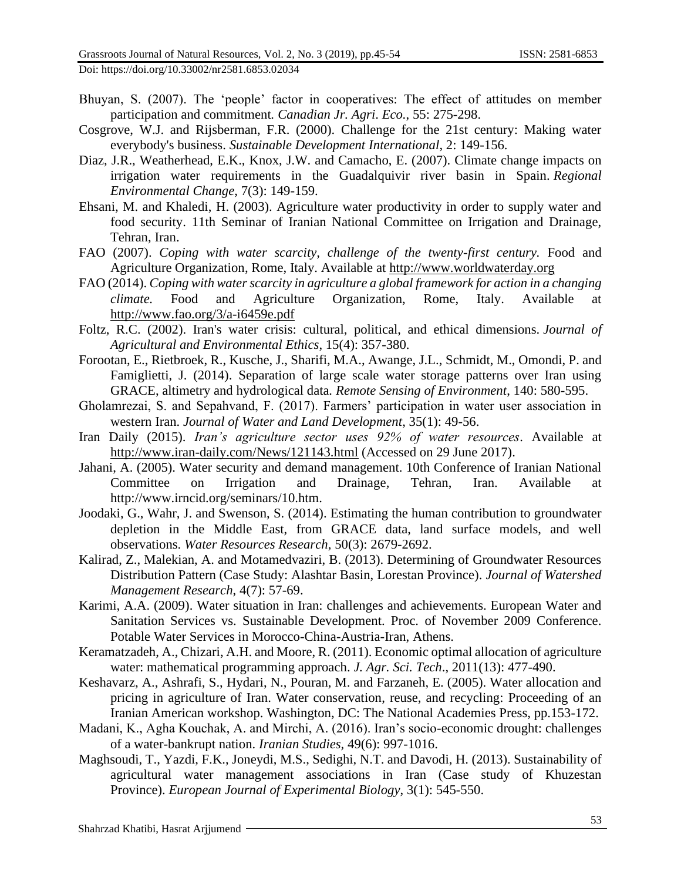Bhuyan, S. (2007). The 'people' factor in cooperatives: The effect of attitudes on member participation and commitment. *Canadian Jr. Agri. Eco.*, 55: 275-298.

Cosgrove, W.J. and Rijsberman, F.R. (2000). Challenge for the 21st century: Making water everybody's business. *Sustainable Development International*, 2: 149-156.

Diaz, J.R., Weatherhead, E.K., Knox, J.W. and Camacho, E. (2007). Climate change impacts on irrigation water requirements in the Guadalquivir river basin in Spain. *Regional Environmental Change*, 7(3): 149-159.

Ehsani, M. and Khaledi, H. (2003). Agriculture water productivity in order to supply water and food security. 11th Seminar of Iranian National Committee on Irrigation and Drainage, Tehran, Iran.

FAO (2007). *Coping with water scarcity, challenge of the twenty-first century.* Food and Agriculture Organization, Rome, Italy. Available at http://www.worldwaterday.org

FAO (2014). *Coping with water scarcity in agriculture a global framework for action in a changing climate.* Food and Agriculture Organization, Rome, Italy. Available at http://www.fao.org/3/a-i6459e.pdf

Foltz, R.C. (2002). Iran's water crisis: cultural, political, and ethical dimensions. *Journal of Agricultural and Environmental Ethics*, 15(4): 357-380.

Forootan, E., Rietbroek, R., Kusche, J., Sharifi, M.A., Awange, J.L., Schmidt, M., Omondi, P. and Famiglietti, J. (2014). Separation of large scale water storage patterns over Iran using GRACE, altimetry and hydrological data. *Remote Sensing of Environment*, 140: 580-595.

Gholamrezai, S. and Sepahvand, F. (2017). Farmers' participation in water user association in western Iran. *Journal of Water and Land Development*, 35(1): 49-56.

Iran Daily (2015). *Iran's agriculture sector uses 92% of water resources*. Available at http://www.iran-daily.com/News/121143.html (Accessed on 29 June 2017).

Jahani, A. (2005). Water security and demand management. 10th Conference of Iranian National Committee on Irrigation and Drainage, Tehran, Iran. Available at http://www.irncid.org/seminars/10.htm.

Joodaki, G., Wahr, J. and Swenson, S. (2014). Estimating the human contribution to groundwater depletion in the Middle East, from GRACE data, land surface models, and well observations. *Water Resources Research*, 50(3): 2679-2692.

Kalirad, Z., Malekian, A. and Motamedvaziri, B. (2013). Determining of Groundwater Resources Distribution Pattern (Case Study: Alashtar Basin, Lorestan Province). *Journal of Watershed Management Research*, 4(7): 57-69.

Karimi, A.A. (2009). Water situation in Iran: challenges and achievements. European Water and Sanitation Services vs. Sustainable Development. Proc. of November 2009 Conference. Potable Water Services in Morocco-China-Austria-Iran, Athens.

Keramatzadeh, A., Chizari, A.H. and Moore, R. (2011). Economic optimal allocation of agriculture water: mathematical programming approach. *J. Agr. Sci. Tech*., 2011(13): 477-490.

Keshavarz, A., Ashrafi, S., Hydari, N., Pouran, M. and Farzaneh, E. (2005). Water allocation and pricing in agriculture of Iran. Water conservation, reuse, and recycling: Proceeding of an Iranian American workshop. Washington, DC: The National Academies Press, pp.153-172.

Madani, K., Agha Kouchak, A. and Mirchi, A. (2016). Iran's socio-economic drought: challenges of a water-bankrupt nation. *Iranian Studies*, 49(6): 997-1016.

Maghsoudi, T., Yazdi, F.K., Joneydi, M.S., Sedighi, N.T. and Davodi, H. (2013). Sustainability of agricultural water management associations in Iran (Case study of Khuzestan Province). *European Journal of Experimental Biology*, 3(1): 545-550.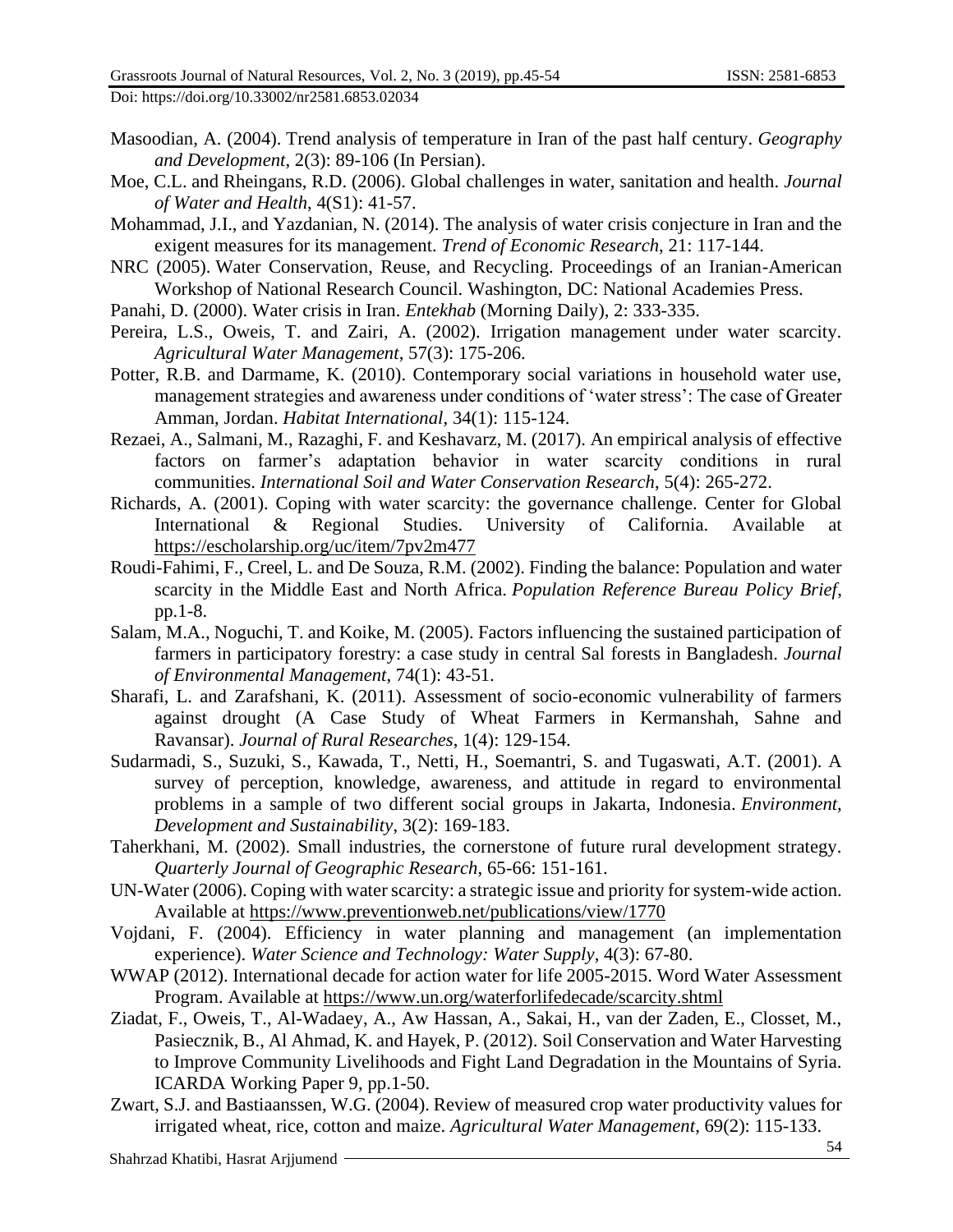Masoodian, A. (2004). Trend analysis of temperature in Iran of the past half century. *Geography and Development*, 2(3): 89-106 (In Persian).

Moe, C.L. and Rheingans, R.D. (2006). Global challenges in water, sanitation and health. *Journal of Water and Health*, 4(S1): 41-57.

Mohammad, J.I., and Yazdanian, N. (2014). The analysis of water crisis conjecture in Iran and the exigent measures for its management. *Trend of Economic Research*, 21: 117-144.

NRC (2005). Water Conservation, Reuse, and Recycling. Proceedings of an Iranian-American Workshop of National Research Council. Washington, DC: National Academies Press.

Panahi, D. (2000). Water crisis in Iran. *Entekhab* (Morning Daily), 2: 333-335.

Pereira, L.S., Oweis, T. and Zairi, A. (2002). Irrigation management under water scarcity. *Agricultural Water Management*, 57(3): 175-206.

Potter, R.B. and Darmame, K. (2010). Contemporary social variations in household water use, management strategies and awareness under conditions of 'water stress': The case of Greater Amman, Jordan. *Habitat International*, 34(1): 115-124.

Rezaei, A., Salmani, M., Razaghi, F. and Keshavarz, M. (2017). An empirical analysis of effective factors on farmer's adaptation behavior in water scarcity conditions in rural communities. *International Soil and Water Conservation Research*, 5(4): 265-272.

Richards, A. (2001). Coping with water scarcity: the governance challenge. Center for Global International & Regional Studies. University of California. Available at https://escholarship.org/uc/item/7pv2m477

Roudi-Fahimi, F., Creel, L. and De Souza, R.M. (2002). Finding the balance: Population and water scarcity in the Middle East and North Africa. *Population Reference Bureau Policy Brief*, pp.1-8.

Salam, M.A., Noguchi, T. and Koike, M. (2005). Factors influencing the sustained participation of farmers in participatory forestry: a case study in central Sal forests in Bangladesh. *Journal of Environmental Management*, 74(1): 43-51.

Sharafi, L. and Zarafshani, K. (2011). Assessment of socio-economic vulnerability of farmers against drought (A Case Study of Wheat Farmers in Kermanshah, Sahne and Ravansar). *Journal of Rural Researches*, 1(4): 129-154.

Sudarmadi, S., Suzuki, S., Kawada, T., Netti, H., Soemantri, S. and Tugaswati, A.T. (2001). A survey of perception, knowledge, awareness, and attitude in regard to environmental problems in a sample of two different social groups in Jakarta, Indonesia. *Environment, Development and Sustainability*, 3(2): 169-183.

Taherkhani, M. (2002). Small industries, the cornerstone of future rural development strategy. *Quarterly Journal of Geographic Research*, 65-66: 151-161.

UN-Water (2006). Coping with water scarcity: a strategic issue and priority for system-wide action. Available at https://www.preventionweb.net/publications/view/1770

Vojdani, F. (2004). Efficiency in water planning and management (an implementation experience). *Water Science and Technology: Water Supply*, 4(3): 67-80.

WWAP (2012). International decade for action water for life 2005-2015. Word Water Assessment Program. Available at https://www.un.org/waterforlifedecade/scarcity.shtml

Ziadat, F., Oweis, T., Al-Wadaey, A., Aw Hassan, A., Sakai, H., van der Zaden, E., Closset, M., Pasiecznik, B., Al Ahmad, K. and Hayek, P. (2012). Soil Conservation and Water Harvesting to Improve Community Livelihoods and Fight Land Degradation in the Mountains of Syria. ICARDA Working Paper 9, pp.1-50.

Zwart, S.J. and Bastiaanssen, W.G. (2004). Review of measured crop water productivity values for irrigated wheat, rice, cotton and maize. *Agricultural Water Management*, 69(2): 115-133.